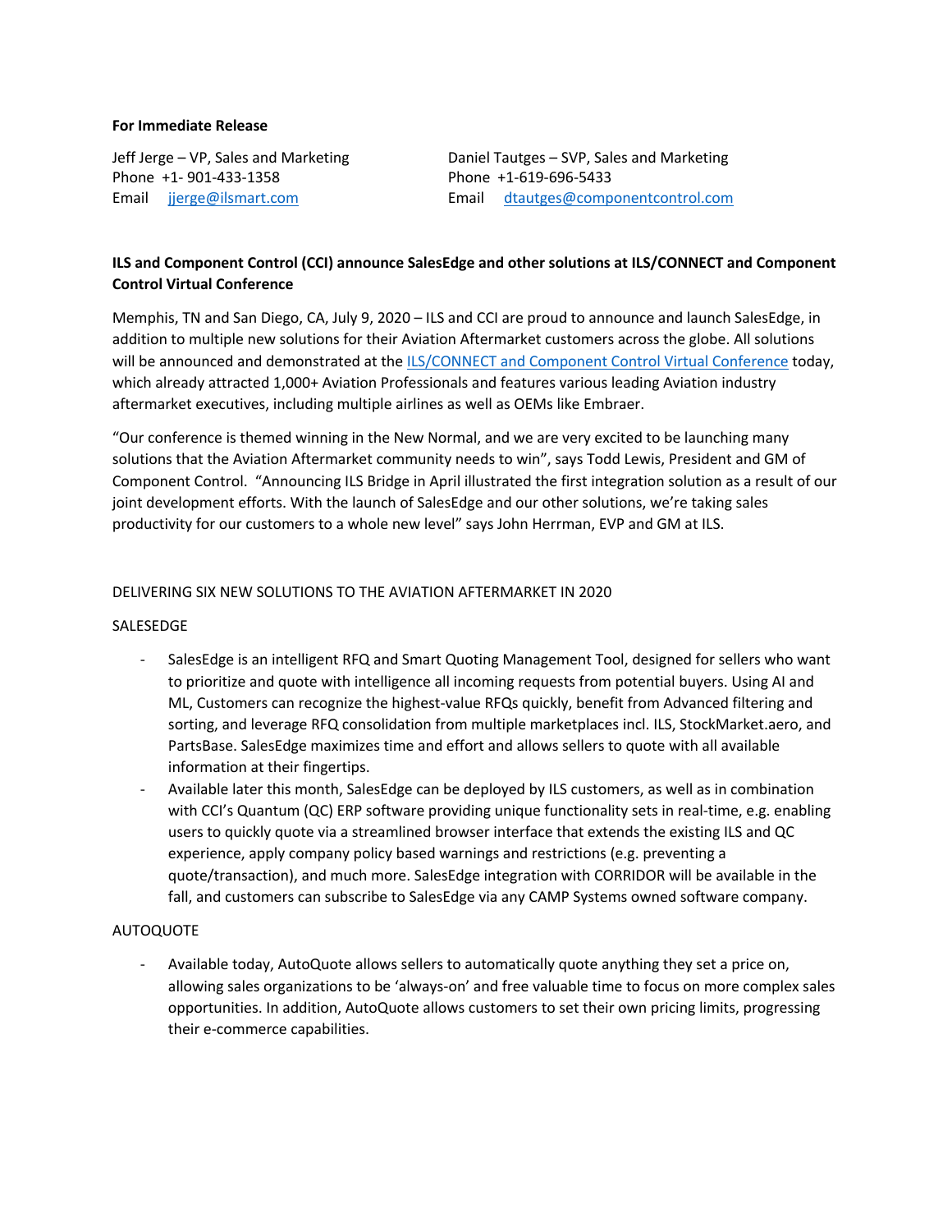**For Immediate Release**

Jeff Jerge – VP, Sales and Marketing
Phone +1- 901-433-1358
Email [jjerge@ilsmart.com](mailto:jjerge@ilsmart.com)

Daniel Tautges – SVP, Sales and Marketing
Phone +1-619-696-5433
Email [dtautges@componentcontrol.com](mailto:dtautges@componentcontrol.com)

**ILS and Component Control (CCI) announce SalesEdge and other solutions at ILS/CONNECT and Component Control Virtual Conference**

Memphis, TN and San Diego, CA, July 9, 2020 – ILS and CCI are proud to announce and launch SalesEdge, in addition to multiple new solutions for their Aviation Aftermarket customers across the globe. All solutions will be announced and demonstrated at the ILS/CONNECT and Component Control Virtual Conference today, which already attracted 1,000+ Aviation Professionals and features various leading Aviation industry aftermarket executives, including multiple airlines as well as OEMs like Embraer.

"Our conference is themed winning in the New Normal, and we are very excited to be launching many solutions that the Aviation Aftermarket community needs to win", says Todd Lewis, President and GM of Component Control. "Announcing ILS Bridge in April illustrated the first integration solution as a result of our joint development efforts. With the launch of SalesEdge and our other solutions, we're taking sales productivity for our customers to a whole new level" says John Herrman, EVP and GM at ILS.

DELIVERING SIX NEW SOLUTIONS TO THE AVIATION AFTERMARKET IN 2020

SALESEDGE

- SalesEdge is an intelligent RFQ and Smart Quoting Management Tool, designed for sellers who want to prioritize and quote with intelligence all incoming requests from potential buyers. Using AI and ML, Customers can recognize the highest-value RFQs quickly, benefit from Advanced filtering and sorting, and leverage RFQ consolidation from multiple marketplaces incl. ILS, StockMarket.aero, and PartsBase. SalesEdge maximizes time and effort and allows sellers to quote with all available information at their fingertips.
- Available later this month, SalesEdge can be deployed by ILS customers, as well as in combination with CCI's Quantum (QC) ERP software providing unique functionality sets in real-time, e.g. enabling users to quickly quote via a streamlined browser interface that extends the existing ILS and QC experience, apply company policy based warnings and restrictions (e.g. preventing a quote/transaction), and much more. SalesEdge integration with CORRIDOR will be available in the fall, and customers can subscribe to SalesEdge via any CAMP Systems owned software company.

AUTOQUOTE

- Available today, AutoQuote allows sellers to automatically quote anything they set a price on, allowing sales organizations to be 'always-on' and free valuable time to focus on more complex sales opportunities. In addition, AutoQuote allows customers to set their own pricing limits, progressing their e-commerce capabilities.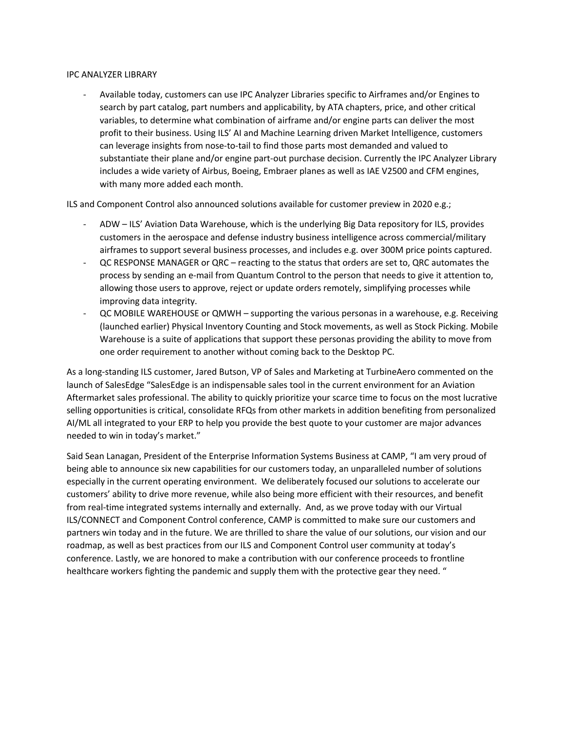IPC ANALYZER LIBRARY

- Available today, customers can use IPC Analyzer Libraries specific to Airframes and/or Engines to search by part catalog, part numbers and applicability, by ATA chapters, price, and other critical variables, to determine what combination of airframe and/or engine parts can deliver the most profit to their business. Using ILS' AI and Machine Learning driven Market Intelligence, customers can leverage insights from nose-to-tail to find those parts most demanded and valued to substantiate their plane and/or engine part-out purchase decision. Currently the IPC Analyzer Library includes a wide variety of Airbus, Boeing, Embraer planes as well as IAE V2500 and CFM engines, with many more added each month.

ILS and Component Control also announced solutions available for customer preview in 2020 e.g.;

- ADW – ILS' Aviation Data Warehouse, which is the underlying Big Data repository for ILS, provides customers in the aerospace and defense industry business intelligence across commercial/military airframes to support several business processes, and includes e.g. over 300M price points captured.
- QC RESPONSE MANAGER or QRC – reacting to the status that orders are set to, QRC automates the process by sending an e-mail from Quantum Control to the person that needs to give it attention to, allowing those users to approve, reject or update orders remotely, simplifying processes while improving data integrity.
- QC MOBILE WAREHOUSE or QMWH – supporting the various personas in a warehouse, e.g. Receiving (launched earlier) Physical Inventory Counting and Stock movements, as well as Stock Picking. Mobile Warehouse is a suite of applications that support these personas providing the ability to move from one order requirement to another without coming back to the Desktop PC.

As a long-standing ILS customer, Jared Butson, VP of Sales and Marketing at TurbineAero commented on the launch of SalesEdge "SalesEdge is an indispensable sales tool in the current environment for an Aviation Aftermarket sales professional. The ability to quickly prioritize your scarce time to focus on the most lucrative selling opportunities is critical, consolidate RFQs from other markets in addition benefiting from personalized AI/ML all integrated to your ERP to help you provide the best quote to your customer are major advances needed to win in today's market."

Said Sean Lanagan, President of the Enterprise Information Systems Business at CAMP, "I am very proud of being able to announce six new capabilities for our customers today, an unparalleled number of solutions especially in the current operating environment. We deliberately focused our solutions to accelerate our customers' ability to drive more revenue, while also being more efficient with their resources, and benefit from real-time integrated systems internally and externally. And, as we prove today with our Virtual ILS/CONNECT and Component Control conference, CAMP is committed to make sure our customers and partners win today and in the future. We are thrilled to share the value of our solutions, our vision and our roadmap, as well as best practices from our ILS and Component Control user community at today's conference. Lastly, we are honored to make a contribution with our conference proceeds to frontline healthcare workers fighting the pandemic and supply them with the protective gear they need. "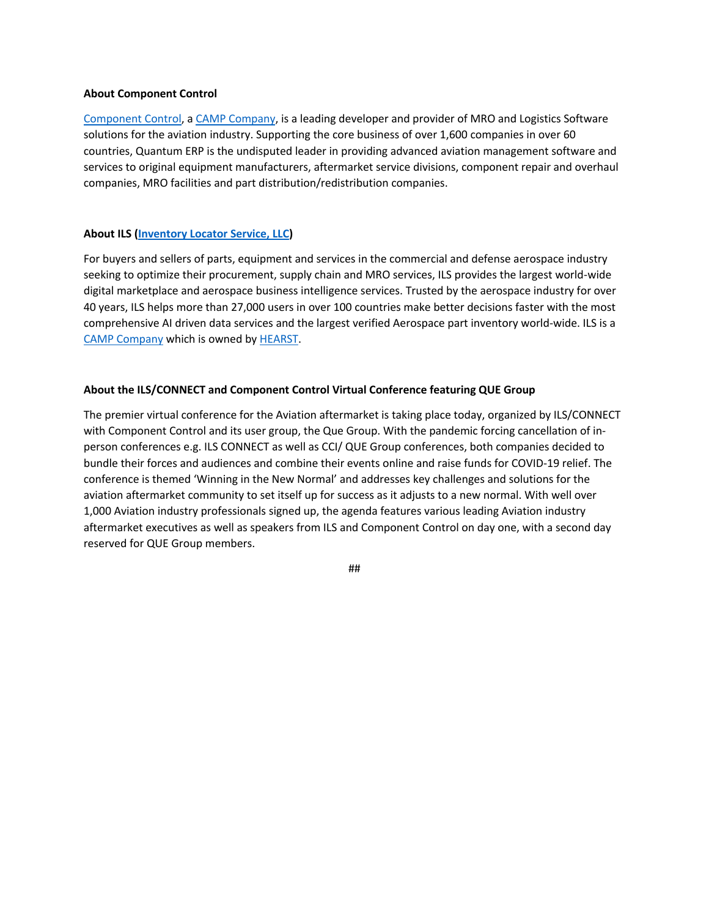**About Component Control**

Component Control, a CAMP Company, is a leading developer and provider of MRO and Logistics Software solutions for the aviation industry. Supporting the core business of over 1,600 companies in over 60 countries, Quantum ERP is the undisputed leader in providing advanced aviation management software and services to original equipment manufacturers, aftermarket service divisions, component repair and overhaul companies, MRO facilities and part distribution/redistribution companies.

**About ILS (Inventory Locator Service, LLC)**

For buyers and sellers of parts, equipment and services in the commercial and defense aerospace industry seeking to optimize their procurement, supply chain and MRO services, ILS provides the largest world-wide digital marketplace and aerospace business intelligence services. Trusted by the aerospace industry for over 40 years, ILS helps more than 27,000 users in over 100 countries make better decisions faster with the most comprehensive AI driven data services and the largest verified Aerospace part inventory world-wide. ILS is a CAMP Company which is owned by HEARST.

**About the ILS/CONNECT and Component Control Virtual Conference featuring QUE Group**

The premier virtual conference for the Aviation aftermarket is taking place today, organized by ILS/CONNECT with Component Control and its user group, the Que Group. With the pandemic forcing cancellation of in-person conferences e.g. ILS CONNECT as well as CCI/ QUE Group conferences, both companies decided to bundle their forces and audiences and combine their events online and raise funds for COVID-19 relief. The conference is themed 'Winning in the New Normal' and addresses key challenges and solutions for the aviation aftermarket community to set itself up for success as it adjusts to a new normal. With well over 1,000 Aviation industry professionals signed up, the agenda features various leading Aviation industry aftermarket executives as well as speakers from ILS and Component Control on day one, with a second day reserved for QUE Group members.

##